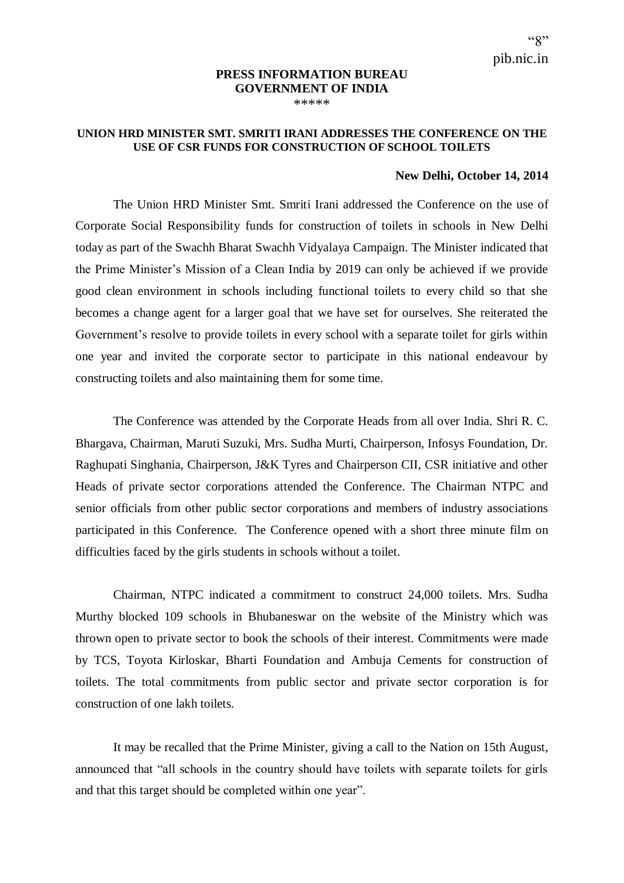"8"
pib.nic.in

**PRESS INFORMATION BUREAU**
**GOVERNMENT OF INDIA**
\*\*\*\*\*

## UNION HRD MINISTER SMT. SMRITI IRANI ADDRESSES THE CONFERENCE ON THE USE OF CSR FUNDS FOR CONSTRUCTION OF SCHOOL TOILETS

**New Delhi, October 14, 2014**

The Union HRD Minister Smt. Smriti Irani addressed the Conference on the use of Corporate Social Responsibility funds for construction of toilets in schools in New Delhi today as part of the Swachh Bharat Swachh Vidyalaya Campaign. The Minister indicated that the Prime Minister's Mission of a Clean India by 2019 can only be achieved if we provide good clean environment in schools including functional toilets to every child so that she becomes a change agent for a larger goal that we have set for ourselves. She reiterated the Government's resolve to provide toilets in every school with a separate toilet for girls within one year and invited the corporate sector to participate in this national endeavour by constructing toilets and also maintaining them for some time.

The Conference was attended by the Corporate Heads from all over India. Shri R. C. Bhargava, Chairman, Maruti Suzuki, Mrs. Sudha Murti, Chairperson, Infosys Foundation, Dr. Raghupati Singhania, Chairperson, J&K Tyres and Chairperson CII, CSR initiative and other Heads of private sector corporations attended the Conference. The Chairman NTPC and senior officials from other public sector corporations and members of industry associations participated in this Conference. The Conference opened with a short three minute film on difficulties faced by the girls students in schools without a toilet.

Chairman, NTPC indicated a commitment to construct 24,000 toilets. Mrs. Sudha Murthy blocked 109 schools in Bhubaneswar on the website of the Ministry which was thrown open to private sector to book the schools of their interest. Commitments were made by TCS, Toyota Kirloskar, Bharti Foundation and Ambuja Cements for construction of toilets. The total commitments from public sector and private sector corporation is for construction of one lakh toilets.

It may be recalled that the Prime Minister, giving a call to the Nation on 15th August, announced that "all schools in the country should have toilets with separate toilets for girls and that this target should be completed within one year".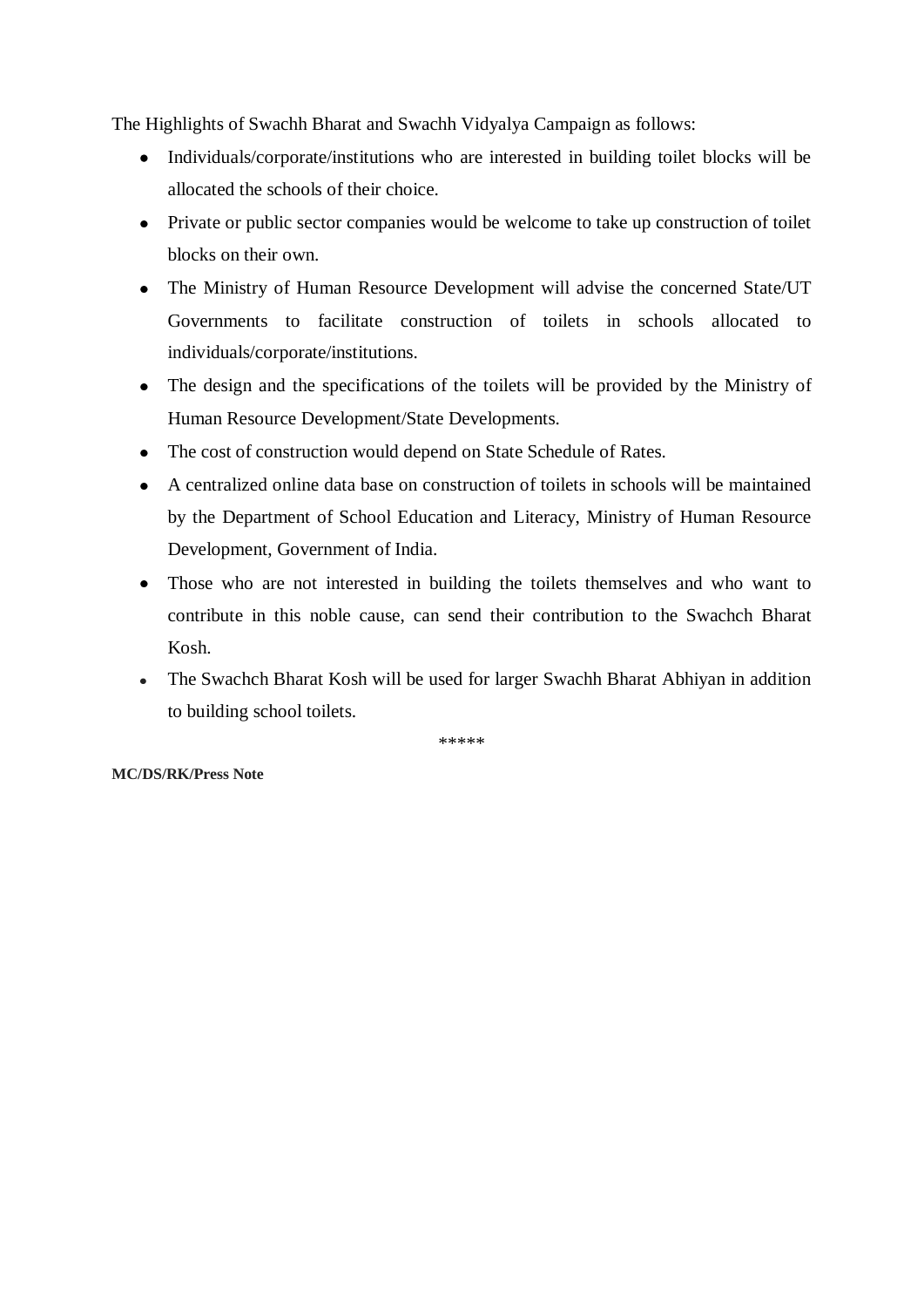The Highlights of Swachh Bharat and Swachh Vidyalya Campaign as follows:

- Individuals/corporate/institutions who are interested in building toilet blocks will be allocated the schools of their choice.
- Private or public sector companies would be welcome to take up construction of toilet blocks on their own.
- The Ministry of Human Resource Development will advise the concerned State/UT Governments to facilitate construction of toilets in schools allocated to individuals/corporate/institutions.
- The design and the specifications of the toilets will be provided by the Ministry of Human Resource Development/State Developments.
- The cost of construction would depend on State Schedule of Rates.
- A centralized online data base on construction of toilets in schools will be maintained by the Department of School Education and Literacy, Ministry of Human Resource Development, Government of India.
- Those who are not interested in building the toilets themselves and who want to contribute in this noble cause, can send their contribution to the Swachch Bharat Kosh.
- The Swachch Bharat Kosh will be used for larger Swachh Bharat Abhiyan in addition to building school toilets.

*****

**MC/DS/RK/Press Note**